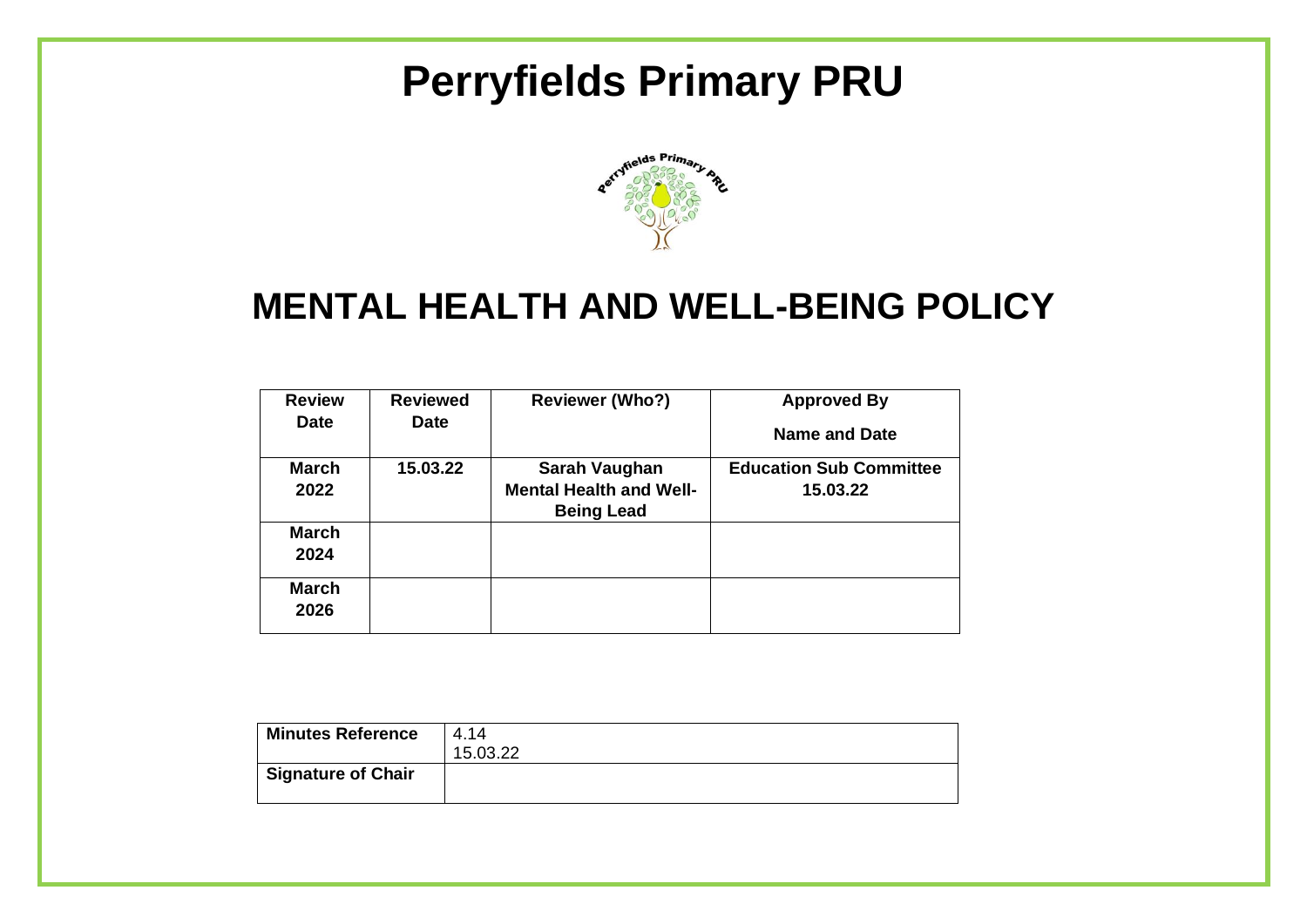# Perryfields Primary PRU

# MENTAL HEALTH AND WELL-BEING POLICY

| Review Date | Reviewed Date | Reviewer (Who?) | Approved By<br>Name and Date |
|---|---|---|---|
| March 2022 | 15.03.22 | Sarah Vaughan<br>Mental Health and Well-Being Lead | Education Sub Committee<br>15.03.22 |
| March 2024 | | | |
| March 2026 | | | |

| Minutes Reference | 4.14<br>15.03.22 |
|---|---|
| Signature of Chair | |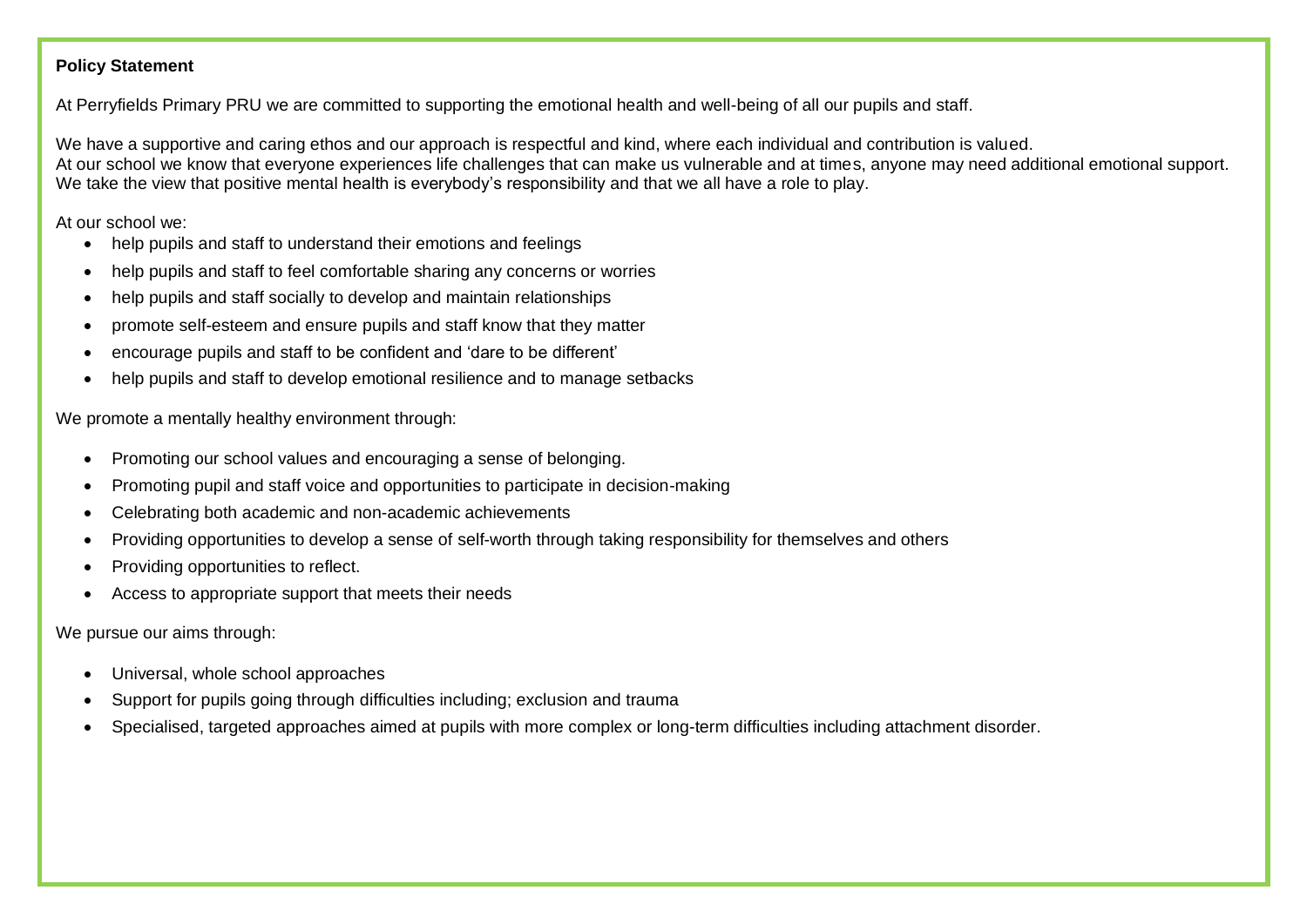**Policy Statement**

At Perryfields Primary PRU we are committed to supporting the emotional health and well-being of all our pupils and staff.

We have a supportive and caring ethos and our approach is respectful and kind, where each individual and contribution is valued.
At our school we know that everyone experiences life challenges that can make us vulnerable and at times, anyone may need additional emotional support.
We take the view that positive mental health is everybody's responsibility and that we all have a role to play.

At our school we:

- help pupils and staff to understand their emotions and feelings
- help pupils and staff to feel comfortable sharing any concerns or worries
- help pupils and staff socially to develop and maintain relationships
- promote self-esteem and ensure pupils and staff know that they matter
- encourage pupils and staff to be confident and 'dare to be different'
- help pupils and staff to develop emotional resilience and to manage setbacks

We promote a mentally healthy environment through:

- Promoting our school values and encouraging a sense of belonging.
- Promoting pupil and staff voice and opportunities to participate in decision-making
- Celebrating both academic and non-academic achievements
- Providing opportunities to develop a sense of self-worth through taking responsibility for themselves and others
- Providing opportunities to reflect.
- Access to appropriate support that meets their needs

We pursue our aims through:

- Universal, whole school approaches
- Support for pupils going through difficulties including; exclusion and trauma
- Specialised, targeted approaches aimed at pupils with more complex or long-term difficulties including attachment disorder.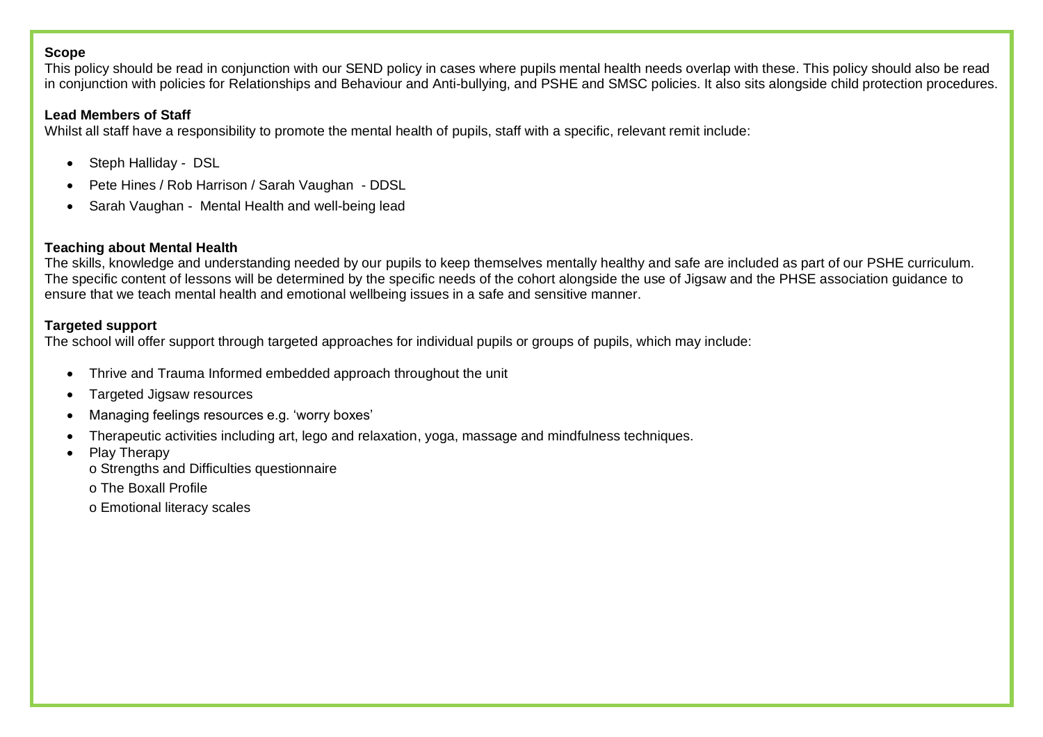**Scope**

This policy should be read in conjunction with our SEND policy in cases where pupils mental health needs overlap with these. This policy should also be read in conjunction with policies for Relationships and Behaviour and Anti-bullying, and PSHE and SMSC policies. It also sits alongside child protection procedures.

**Lead Members of Staff**

Whilst all staff have a responsibility to promote the mental health of pupils, staff with a specific, relevant remit include:

- Steph Halliday - DSL
- Pete Hines / Rob Harrison / Sarah Vaughan - DDSL
- Sarah Vaughan - Mental Health and well-being lead

**Teaching about Mental Health**

The skills, knowledge and understanding needed by our pupils to keep themselves mentally healthy and safe are included as part of our PSHE curriculum. The specific content of lessons will be determined by the specific needs of the cohort alongside the use of Jigsaw and the PHSE association guidance to ensure that we teach mental health and emotional wellbeing issues in a safe and sensitive manner.

**Targeted support**

The school will offer support through targeted approaches for individual pupils or groups of pupils, which may include:

- Thrive and Trauma Informed embedded approach throughout the unit
- Targeted Jigsaw resources
- Managing feelings resources e.g. 'worry boxes'
- Therapeutic activities including art, lego and relaxation, yoga, massage and mindfulness techniques.
- Play Therapy
  - Strengths and Difficulties questionnaire
  - The Boxall Profile
  - Emotional literacy scales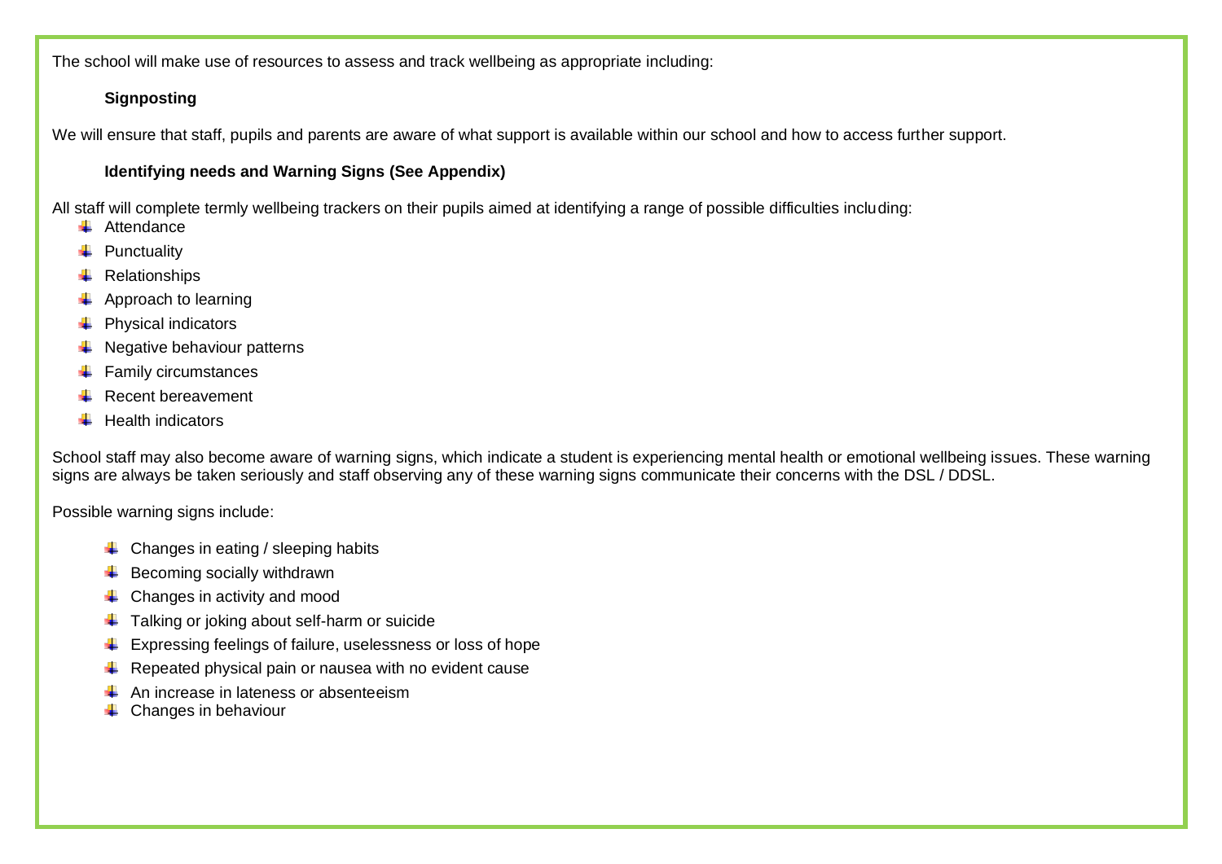The school will make use of resources to assess and track wellbeing as appropriate including:

**Signposting**

We will ensure that staff, pupils and parents are aware of what support is available within our school and how to access further support.

**Identifying needs and Warning Signs (See Appendix)**

All staff will complete termly wellbeing trackers on their pupils aimed at identifying a range of possible difficulties including:

- Attendance
- Punctuality
- Relationships
- Approach to learning
- Physical indicators
- Negative behaviour patterns
- Family circumstances
- Recent bereavement
- Health indicators

School staff may also become aware of warning signs, which indicate a student is experiencing mental health or emotional wellbeing issues. These warning signs are always be taken seriously and staff observing any of these warning signs communicate their concerns with the DSL / DDSL.

Possible warning signs include:

- Changes in eating / sleeping habits
- Becoming socially withdrawn
- Changes in activity and mood
- Talking or joking about self-harm or suicide
- Expressing feelings of failure, uselessness or loss of hope
- Repeated physical pain or nausea with no evident cause
- An increase in lateness or absenteeism
- Changes in behaviour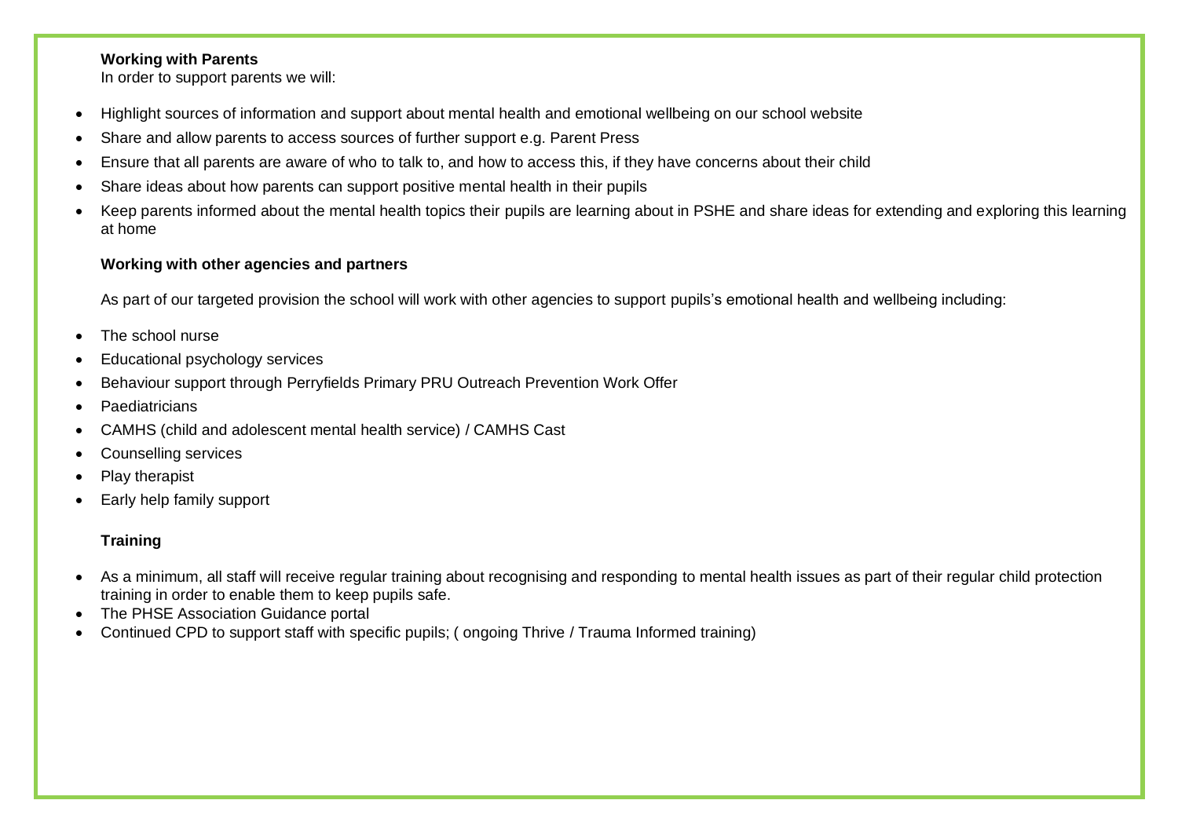**Working with Parents**

In order to support parents we will:

- Highlight sources of information and support about mental health and emotional wellbeing on our school website
- Share and allow parents to access sources of further support e.g. Parent Press
- Ensure that all parents are aware of who to talk to, and how to access this, if they have concerns about their child
- Share ideas about how parents can support positive mental health in their pupils
- Keep parents informed about the mental health topics their pupils are learning about in PSHE and share ideas for extending and exploring this learning at home

**Working with other agencies and partners**

As part of our targeted provision the school will work with other agencies to support pupils's emotional health and wellbeing including:

- The school nurse
- Educational psychology services
- Behaviour support through Perryfields Primary PRU Outreach Prevention Work Offer
- Paediatricians
- CAMHS (child and adolescent mental health service) / CAMHS Cast
- Counselling services
- Play therapist
- Early help family support

**Training**

- As a minimum, all staff will receive regular training about recognising and responding to mental health issues as part of their regular child protection training in order to enable them to keep pupils safe.
- The PHSE Association Guidance portal
- Continued CPD to support staff with specific pupils; ( ongoing Thrive / Trauma Informed training)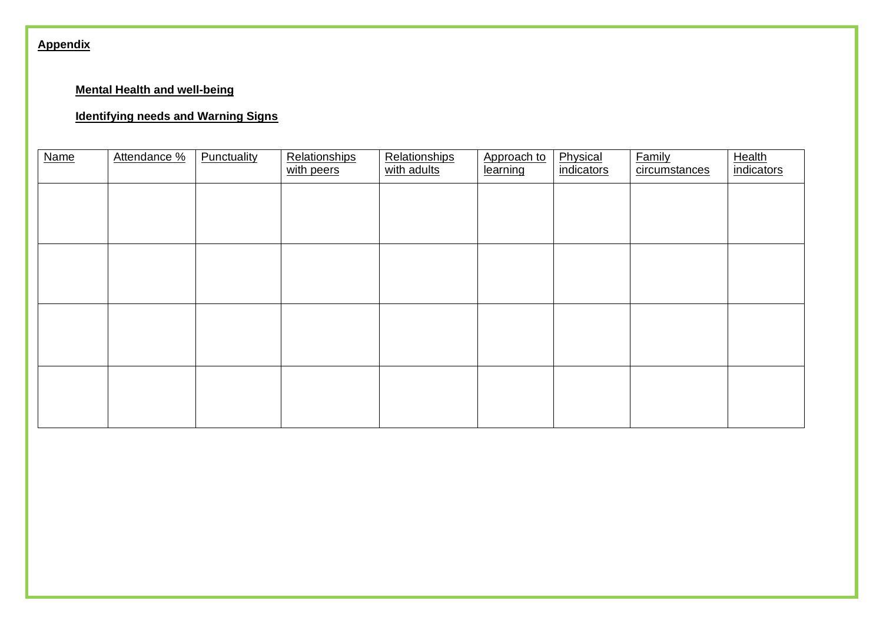**Appendix**

**Mental Health and well-being**

**Identifying needs and Warning Signs**

| Name | Attendance % | Punctuality | Relationships with peers | Relationships with adults | Approach to learning | Physical indicators | Family circumstances | Health indicators |
|---|---|---|---|---|---|---|---|---|
| | | | | | | | | |
| | | | | | | | | |
| | | | | | | | | |
| | | | | | | | | |